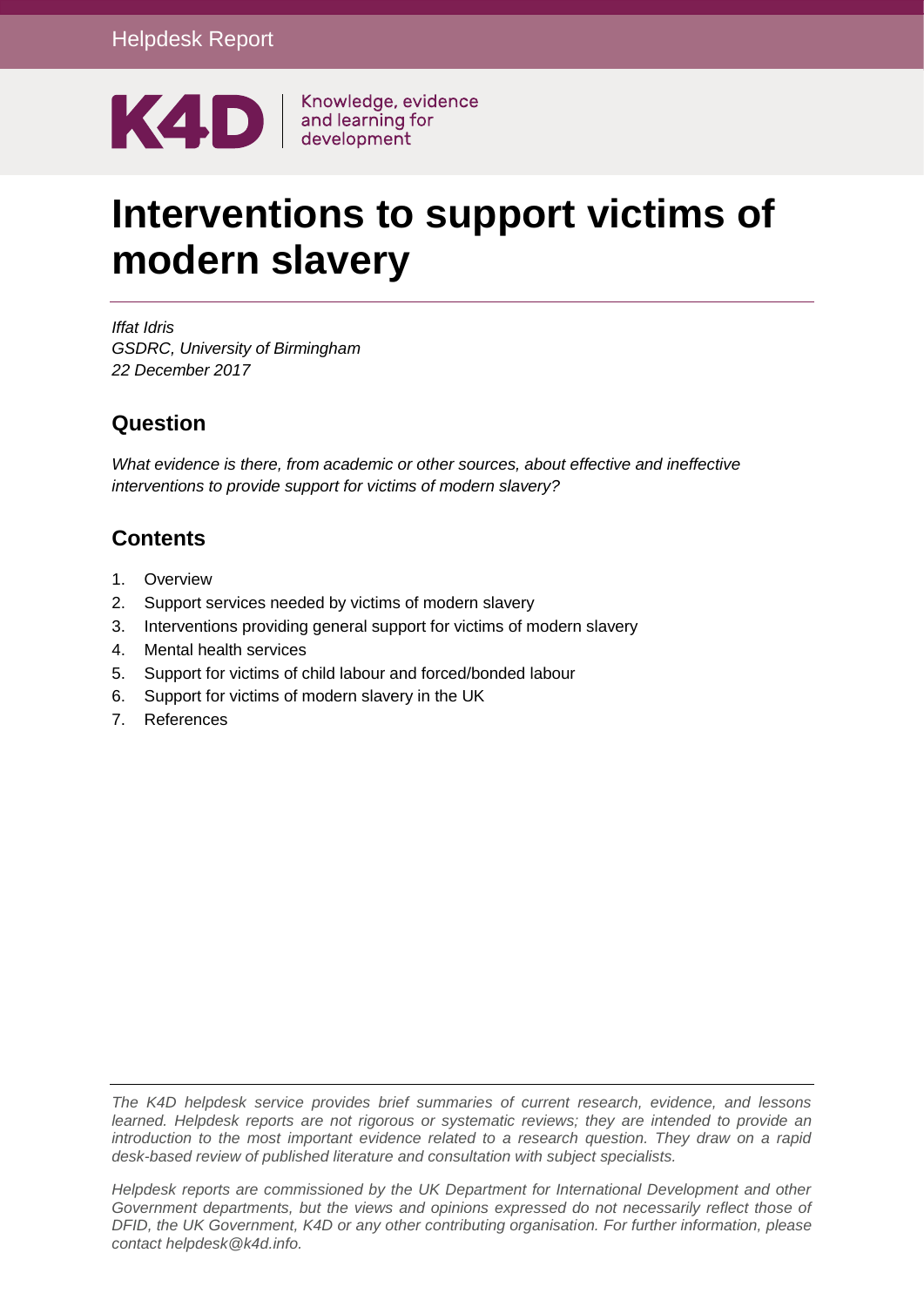Helpdesk Report

K4D | Knowledge, evidence and learning for development

# Interventions to support victims of modern slavery

*Iffat Idris*
*GSDRC, University of Birmingham*
*22 December 2017*

## Question

*What evidence is there, from academic or other sources, about effective and ineffective interventions to provide support for victims of modern slavery?*

## Contents

1. Overview
2. Support services needed by victims of modern slavery
3. Interventions providing general support for victims of modern slavery
4. Mental health services
5. Support for victims of child labour and forced/bonded labour
6. Support for victims of modern slavery in the UK
7. References

*The K4D helpdesk service provides brief summaries of current research, evidence, and lessons learned. Helpdesk reports are not rigorous or systematic reviews; they are intended to provide an introduction to the most important evidence related to a research question. They draw on a rapid desk-based review of published literature and consultation with subject specialists.*

*Helpdesk reports are commissioned by the UK Department for International Development and other Government departments, but the views and opinions expressed do not necessarily reflect those of DFID, the UK Government, K4D or any other contributing organisation. For further information, please contact helpdesk@k4d.info.*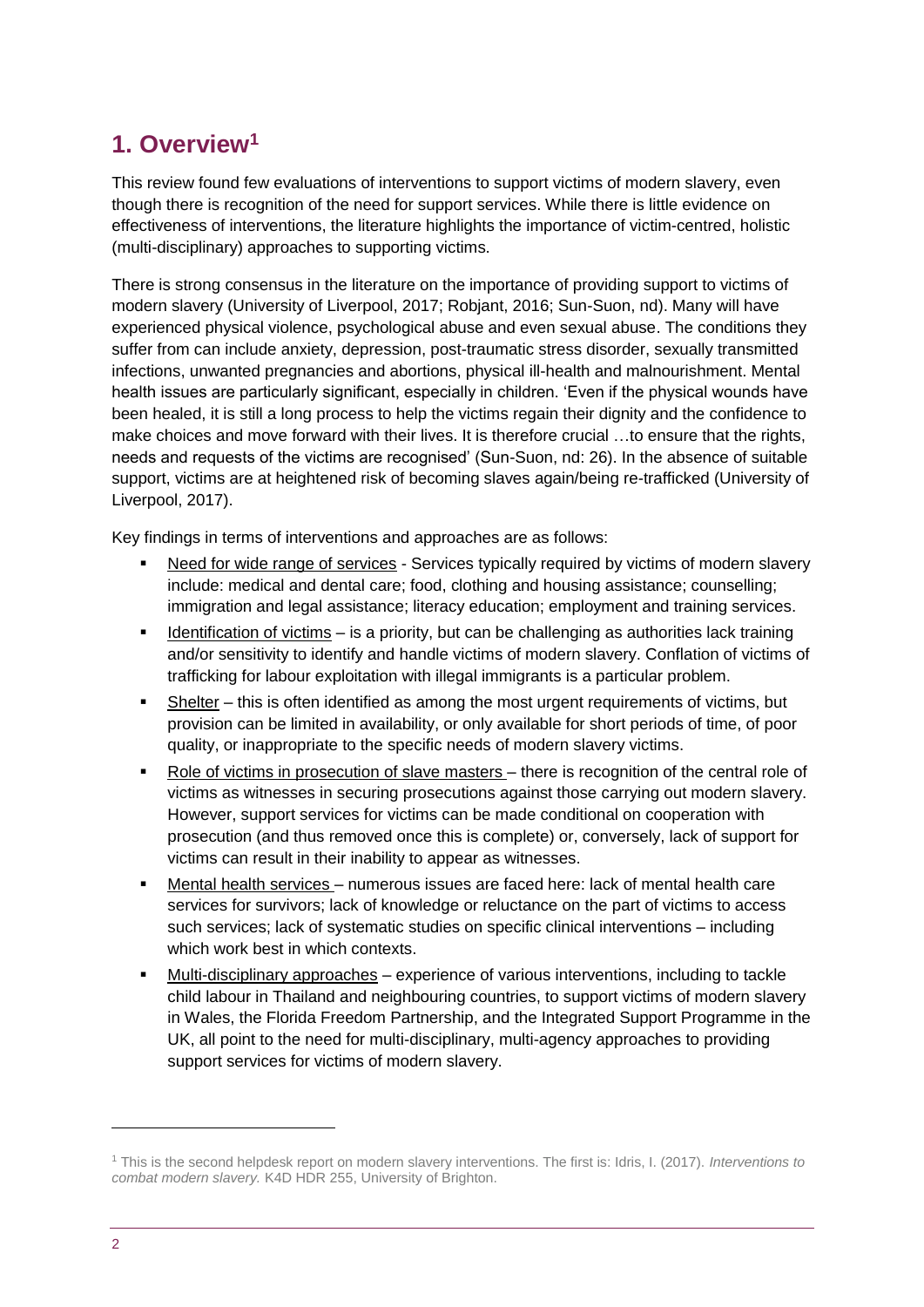# 1. Overview[1]

This review found few evaluations of interventions to support victims of modern slavery, even though there is recognition of the need for support services. While there is little evidence on effectiveness of interventions, the literature highlights the importance of victim-centred, holistic (multi-disciplinary) approaches to supporting victims.

There is strong consensus in the literature on the importance of providing support to victims of modern slavery (University of Liverpool, 2017; Robjant, 2016; Sun-Suon, nd). Many will have experienced physical violence, psychological abuse and even sexual abuse. The conditions they suffer from can include anxiety, depression, post-traumatic stress disorder, sexually transmitted infections, unwanted pregnancies and abortions, physical ill-health and malnourishment. Mental health issues are particularly significant, especially in children. 'Even if the physical wounds have been healed, it is still a long process to help the victims regain their dignity and the confidence to make choices and move forward with their lives. It is therefore crucial …to ensure that the rights, needs and requests of the victims are recognised' (Sun-Suon, nd: 26). In the absence of suitable support, victims are at heightened risk of becoming slaves again/being re-trafficked (University of Liverpool, 2017).

Key findings in terms of interventions and approaches are as follows:

- Need for wide range of services - Services typically required by victims of modern slavery include: medical and dental care; food, clothing and housing assistance; counselling; immigration and legal assistance; literacy education; employment and training services.
- Identification of victims – is a priority, but can be challenging as authorities lack training and/or sensitivity to identify and handle victims of modern slavery. Conflation of victims of trafficking for labour exploitation with illegal immigrants is a particular problem.
- Shelter – this is often identified as among the most urgent requirements of victims, but provision can be limited in availability, or only available for short periods of time, of poor quality, or inappropriate to the specific needs of modern slavery victims.
- Role of victims in prosecution of slave masters – there is recognition of the central role of victims as witnesses in securing prosecutions against those carrying out modern slavery. However, support services for victims can be made conditional on cooperation with prosecution (and thus removed once this is complete) or, conversely, lack of support for victims can result in their inability to appear as witnesses.
- Mental health services – numerous issues are faced here: lack of mental health care services for survivors; lack of knowledge or reluctance on the part of victims to access such services; lack of systematic studies on specific clinical interventions – including which work best in which contexts.
- Multi-disciplinary approaches – experience of various interventions, including to tackle child labour in Thailand and neighbouring countries, to support victims of modern slavery in Wales, the Florida Freedom Partnership, and the Integrated Support Programme in the UK, all point to the need for multi-disciplinary, multi-agency approaches to providing support services for victims of modern slavery.

[1] This is the second helpdesk report on modern slavery interventions. The first is: Idris, I. (2017). *Interventions to combat modern slavery.* K4D HDR 255, University of Brighton.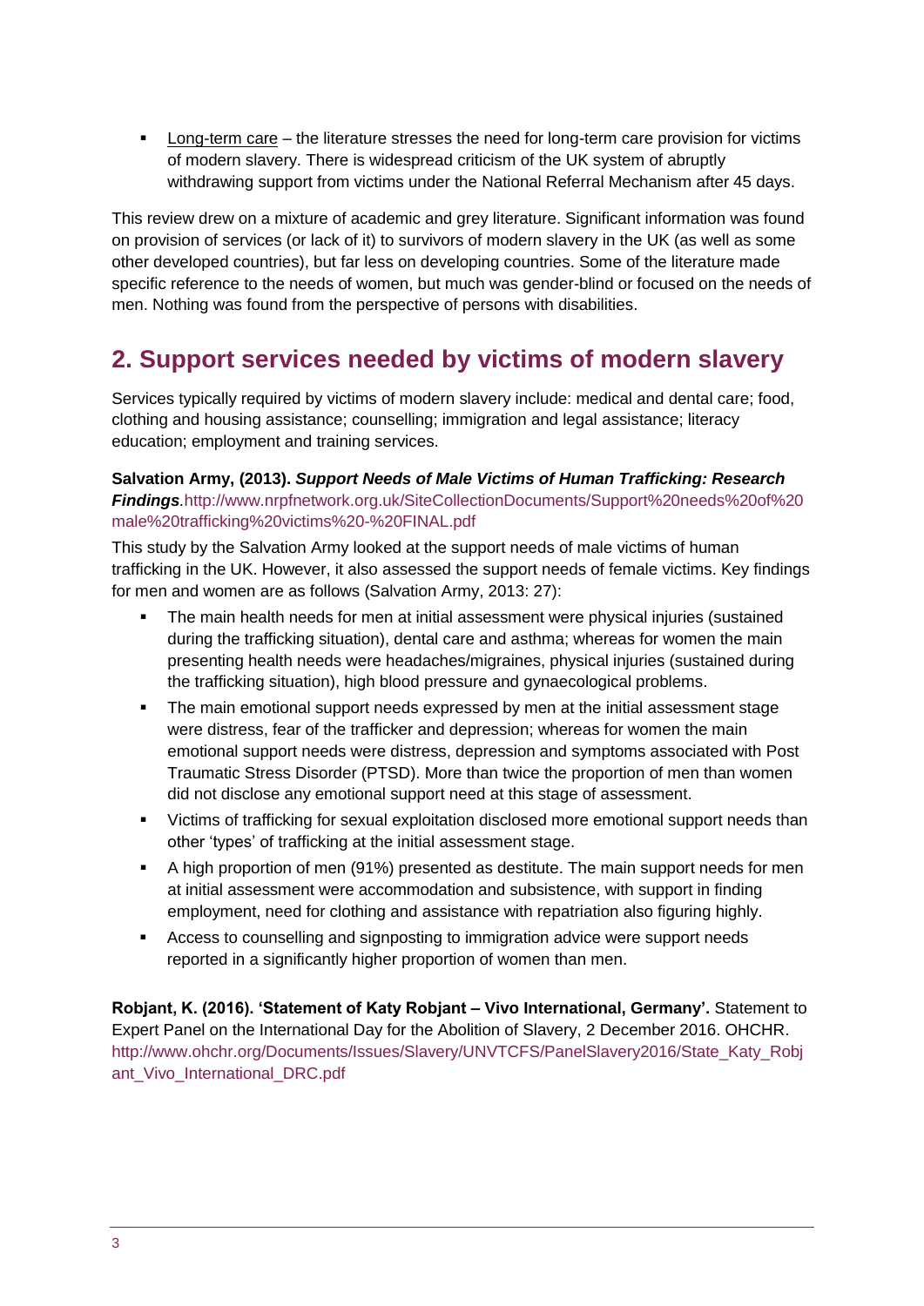- Long-term care – the literature stresses the need for long-term care provision for victims of modern slavery. There is widespread criticism of the UK system of abruptly withdrawing support from victims under the National Referral Mechanism after 45 days.

This review drew on a mixture of academic and grey literature. Significant information was found on provision of services (or lack of it) to survivors of modern slavery in the UK (as well as some other developed countries), but far less on developing countries. Some of the literature made specific reference to the needs of women, but much was gender-blind or focused on the needs of men. Nothing was found from the perspective of persons with disabilities.

## 2. Support services needed by victims of modern slavery

Services typically required by victims of modern slavery include: medical and dental care; food, clothing and housing assistance; counselling; immigration and legal assistance; literacy education; employment and training services.

**Salvation Army, (2013). *Support Needs of Male Victims of Human Trafficking: Research Findings*.**http://www.nrpfnetwork.org.uk/SiteCollectionDocuments/Support%20needs%20of%20male%20trafficking%20victims%20-%20FINAL.pdf

This study by the Salvation Army looked at the support needs of male victims of human trafficking in the UK. However, it also assessed the support needs of female victims. Key findings for men and women are as follows (Salvation Army, 2013: 27):

- The main health needs for men at initial assessment were physical injuries (sustained during the trafficking situation), dental care and asthma; whereas for women the main presenting health needs were headaches/migraines, physical injuries (sustained during the trafficking situation), high blood pressure and gynaecological problems.
- The main emotional support needs expressed by men at the initial assessment stage were distress, fear of the trafficker and depression; whereas for women the main emotional support needs were distress, depression and symptoms associated with Post Traumatic Stress Disorder (PTSD). More than twice the proportion of men than women did not disclose any emotional support need at this stage of assessment.
- Victims of trafficking for sexual exploitation disclosed more emotional support needs than other 'types' of trafficking at the initial assessment stage.
- A high proportion of men (91%) presented as destitute. The main support needs for men at initial assessment were accommodation and subsistence, with support in finding employment, need for clothing and assistance with repatriation also figuring highly.
- Access to counselling and signposting to immigration advice were support needs reported in a significantly higher proportion of women than men.

**Robjant, K. (2016). 'Statement of Katy Robjant – Vivo International, Germany'.** Statement to Expert Panel on the International Day for the Abolition of Slavery, 2 December 2016. OHCHR. http://www.ohchr.org/Documents/Issues/Slavery/UNVTCFS/PanelSlavery2016/State_Katy_Robjant_Vivo_International_DRC.pdf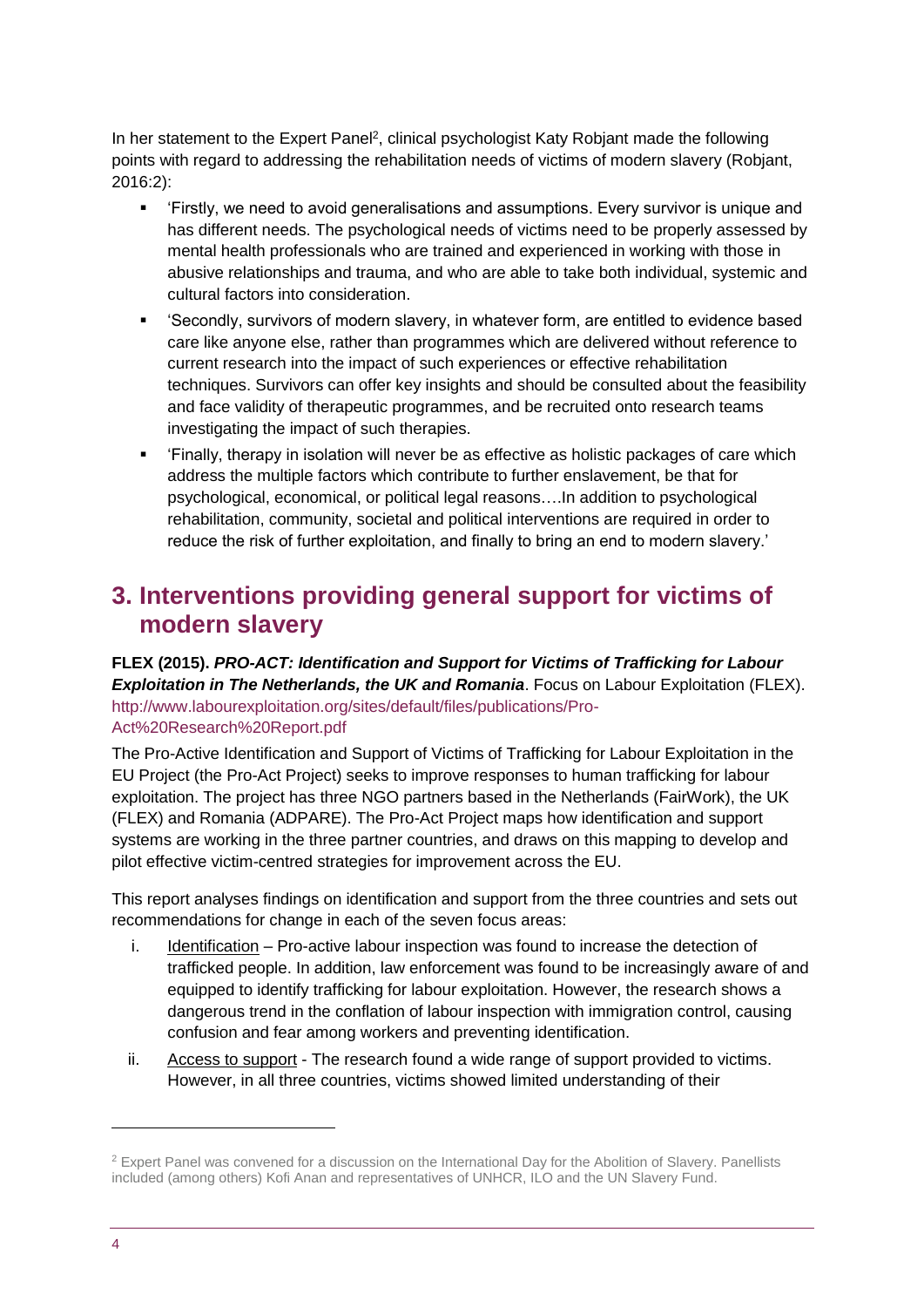In her statement to the Expert Panel[2], clinical psychologist Katy Robjant made the following points with regard to addressing the rehabilitation needs of victims of modern slavery (Robjant, 2016:2):

- 'Firstly, we need to avoid generalisations and assumptions. Every survivor is unique and has different needs. The psychological needs of victims need to be properly assessed by mental health professionals who are trained and experienced in working with those in abusive relationships and trauma, and who are able to take both individual, systemic and cultural factors into consideration.
- 'Secondly, survivors of modern slavery, in whatever form, are entitled to evidence based care like anyone else, rather than programmes which are delivered without reference to current research into the impact of such experiences or effective rehabilitation techniques. Survivors can offer key insights and should be consulted about the feasibility and face validity of therapeutic programmes, and be recruited onto research teams investigating the impact of such therapies.
- 'Finally, therapy in isolation will never be as effective as holistic packages of care which address the multiple factors which contribute to further enslavement, be that for psychological, economical, or political legal reasons….In addition to psychological rehabilitation, community, societal and political interventions are required in order to reduce the risk of further exploitation, and finally to bring an end to modern slavery.'

## 3. Interventions providing general support for victims of modern slavery

**FLEX (2015).** ***PRO-ACT: Identification and Support for Victims of Trafficking for Labour Exploitation in The Netherlands, the UK and Romania***. Focus on Labour Exploitation (FLEX). http://www.labourexploitation.org/sites/default/files/publications/Pro-Act%20Research%20Report.pdf

The Pro-Active Identification and Support of Victims of Trafficking for Labour Exploitation in the EU Project (the Pro-Act Project) seeks to improve responses to human trafficking for labour exploitation. The project has three NGO partners based in the Netherlands (FairWork), the UK (FLEX) and Romania (ADPARE). The Pro-Act Project maps how identification and support systems are working in the three partner countries, and draws on this mapping to develop and pilot effective victim-centred strategies for improvement across the EU.

This report analyses findings on identification and support from the three countries and sets out recommendations for change in each of the seven focus areas:

i. Identification – Pro-active labour inspection was found to increase the detection of trafficked people. In addition, law enforcement was found to be increasingly aware of and equipped to identify trafficking for labour exploitation. However, the research shows a dangerous trend in the conflation of labour inspection with immigration control, causing confusion and fear among workers and preventing identification.

ii. Access to support - The research found a wide range of support provided to victims. However, in all three countries, victims showed limited understanding of their

[2] Expert Panel was convened for a discussion on the International Day for the Abolition of Slavery. Panellists included (among others) Kofi Anan and representatives of UNHCR, ILO and the UN Slavery Fund.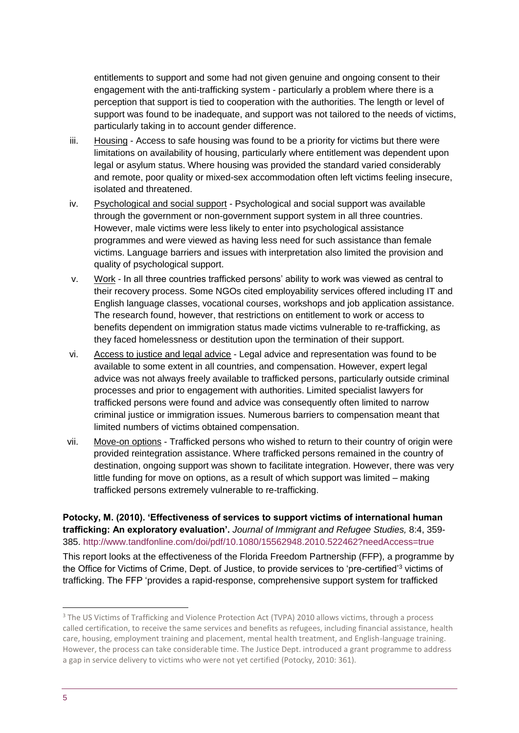entitlements to support and some had not given genuine and ongoing consent to their engagement with the anti-trafficking system - particularly a problem where there is a perception that support is tied to cooperation with the authorities. The length or level of support was found to be inadequate, and support was not tailored to the needs of victims, particularly taking in to account gender difference.

iii. Housing - Access to safe housing was found to be a priority for victims but there were limitations on availability of housing, particularly where entitlement was dependent upon legal or asylum status. Where housing was provided the standard varied considerably and remote, poor quality or mixed-sex accommodation often left victims feeling insecure, isolated and threatened.

iv. Psychological and social support - Psychological and social support was available through the government or non-government support system in all three countries. However, male victims were less likely to enter into psychological assistance programmes and were viewed as having less need for such assistance than female victims. Language barriers and issues with interpretation also limited the provision and quality of psychological support.

v. Work - In all three countries trafficked persons' ability to work was viewed as central to their recovery process. Some NGOs cited employability services offered including IT and English language classes, vocational courses, workshops and job application assistance. The research found, however, that restrictions on entitlement to work or access to benefits dependent on immigration status made victims vulnerable to re-trafficking, as they faced homelessness or destitution upon the termination of their support.

vi. Access to justice and legal advice - Legal advice and representation was found to be available to some extent in all countries, and compensation. However, expert legal advice was not always freely available to trafficked persons, particularly outside criminal processes and prior to engagement with authorities. Limited specialist lawyers for trafficked persons were found and advice was consequently often limited to narrow criminal justice or immigration issues. Numerous barriers to compensation meant that limited numbers of victims obtained compensation.

vii. Move-on options - Trafficked persons who wished to return to their country of origin were provided reintegration assistance. Where trafficked persons remained in the country of destination, ongoing support was shown to facilitate integration. However, there was very little funding for move on options, as a result of which support was limited – making trafficked persons extremely vulnerable to re-trafficking.

**Potocky, M. (2010). 'Effectiveness of services to support victims of international human trafficking: An exploratory evaluation'.** *Journal of Immigrant and Refugee Studies,* 8:4, 359-385. http://www.tandfonline.com/doi/pdf/10.1080/15562948.2010.522462?needAccess=true

This report looks at the effectiveness of the Florida Freedom Partnership (FFP), a programme by the Office for Victims of Crime, Dept. of Justice, to provide services to 'pre-certified'[3] victims of trafficking. The FFP 'provides a rapid-response, comprehensive support system for trafficked

[3] The US Victims of Trafficking and Violence Protection Act (TVPA) 2010 allows victims, through a process called certification, to receive the same services and benefits as refugees, including financial assistance, health care, housing, employment training and placement, mental health treatment, and English-language training. However, the process can take considerable time. The Justice Dept. introduced a grant programme to address a gap in service delivery to victims who were not yet certified (Potocky, 2010: 361).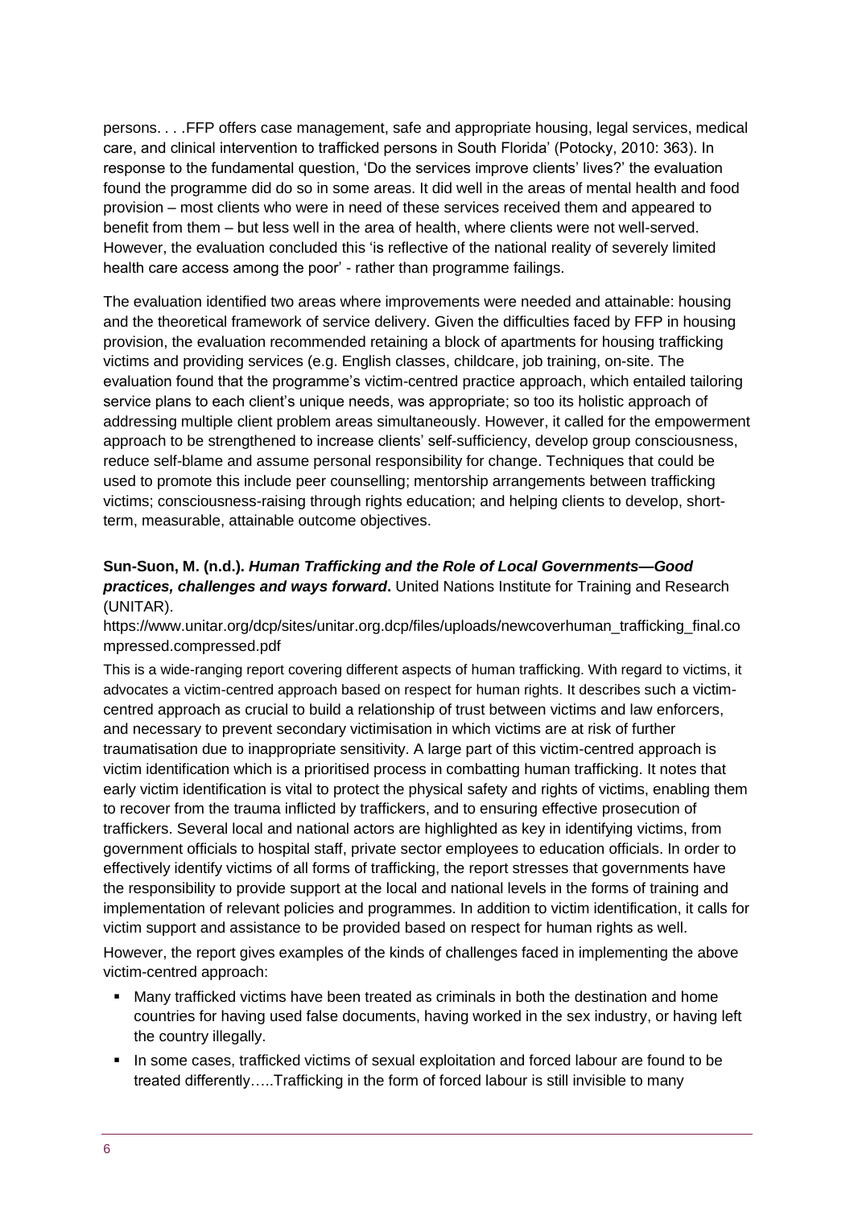persons. . . .FFP offers case management, safe and appropriate housing, legal services, medical care, and clinical intervention to trafficked persons in South Florida' (Potocky, 2010: 363). In response to the fundamental question, 'Do the services improve clients' lives?' the evaluation found the programme did do so in some areas. It did well in the areas of mental health and food provision – most clients who were in need of these services received them and appeared to benefit from them – but less well in the area of health, where clients were not well-served. However, the evaluation concluded this 'is reflective of the national reality of severely limited health care access among the poor' - rather than programme failings.

The evaluation identified two areas where improvements were needed and attainable: housing and the theoretical framework of service delivery. Given the difficulties faced by FFP in housing provision, the evaluation recommended retaining a block of apartments for housing trafficking victims and providing services (e.g. English classes, childcare, job training, on-site. The evaluation found that the programme's victim-centred practice approach, which entailed tailoring service plans to each client's unique needs, was appropriate; so too its holistic approach of addressing multiple client problem areas simultaneously. However, it called for the empowerment approach to be strengthened to increase clients' self-sufficiency, develop group consciousness, reduce self-blame and assume personal responsibility for change. Techniques that could be used to promote this include peer counselling; mentorship arrangements between trafficking victims; consciousness-raising through rights education; and helping clients to develop, short-term, measurable, attainable outcome objectives.

**Sun-Suon, M. (n.d.). *Human Trafficking and the Role of Local Governments—Good practices, challenges and ways forward*.** United Nations Institute for Training and Research (UNITAR).
https://www.unitar.org/dcp/sites/unitar.org.dcp/files/uploads/newcoverhuman_trafficking_final.compressed.compressed.pdf

This is a wide-ranging report covering different aspects of human trafficking. With regard to victims, it advocates a victim-centred approach based on respect for human rights. It describes such a victim-centred approach as crucial to build a relationship of trust between victims and law enforcers, and necessary to prevent secondary victimisation in which victims are at risk of further traumatisation due to inappropriate sensitivity. A large part of this victim-centred approach is victim identification which is a prioritised process in combatting human trafficking. It notes that early victim identification is vital to protect the physical safety and rights of victims, enabling them to recover from the trauma inflicted by traffickers, and to ensuring effective prosecution of traffickers. Several local and national actors are highlighted as key in identifying victims, from government officials to hospital staff, private sector employees to education officials. In order to effectively identify victims of all forms of trafficking, the report stresses that governments have the responsibility to provide support at the local and national levels in the forms of training and implementation of relevant policies and programmes. In addition to victim identification, it calls for victim support and assistance to be provided based on respect for human rights as well.

However, the report gives examples of the kinds of challenges faced in implementing the above victim-centred approach:

- Many trafficked victims have been treated as criminals in both the destination and home countries for having used false documents, having worked in the sex industry, or having left the country illegally.
- In some cases, trafficked victims of sexual exploitation and forced labour are found to be treated differently…..Trafficking in the form of forced labour is still invisible to many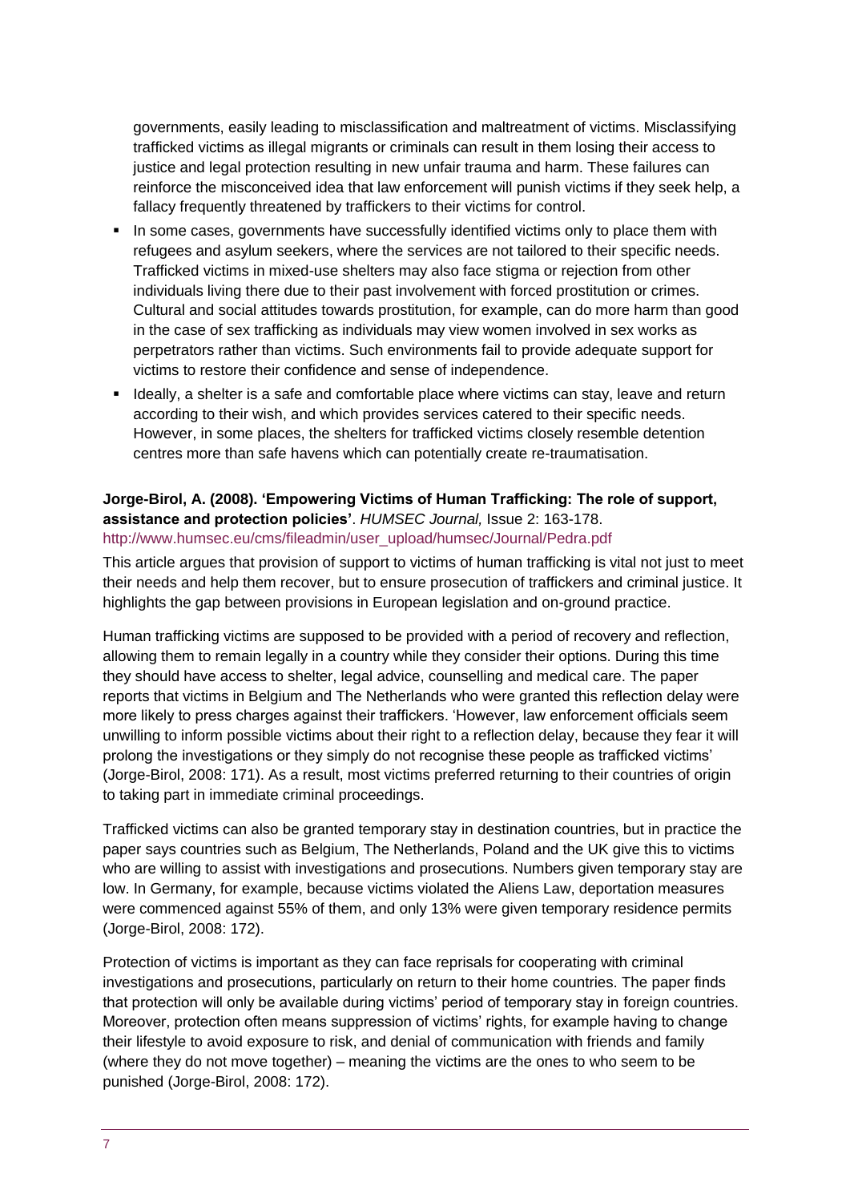governments, easily leading to misclassification and maltreatment of victims. Misclassifying trafficked victims as illegal migrants or criminals can result in them losing their access to justice and legal protection resulting in new unfair trauma and harm. These failures can reinforce the misconceived idea that law enforcement will punish victims if they seek help, a fallacy frequently threatened by traffickers to their victims for control.

- In some cases, governments have successfully identified victims only to place them with refugees and asylum seekers, where the services are not tailored to their specific needs. Trafficked victims in mixed-use shelters may also face stigma or rejection from other individuals living there due to their past involvement with forced prostitution or crimes. Cultural and social attitudes towards prostitution, for example, can do more harm than good in the case of sex trafficking as individuals may view women involved in sex works as perpetrators rather than victims. Such environments fail to provide adequate support for victims to restore their confidence and sense of independence.
- Ideally, a shelter is a safe and comfortable place where victims can stay, leave and return according to their wish, and which provides services catered to their specific needs. However, in some places, the shelters for trafficked victims closely resemble detention centres more than safe havens which can potentially create re-traumatisation.

**Jorge-Birol, A. (2008). 'Empowering Victims of Human Trafficking: The role of support, assistance and protection policies'**. *HUMSEC Journal,* Issue 2: 163-178.
http://www.humsec.eu/cms/fileadmin/user_upload/humsec/Journal/Pedra.pdf

This article argues that provision of support to victims of human trafficking is vital not just to meet their needs and help them recover, but to ensure prosecution of traffickers and criminal justice. It highlights the gap between provisions in European legislation and on-ground practice.

Human trafficking victims are supposed to be provided with a period of recovery and reflection, allowing them to remain legally in a country while they consider their options. During this time they should have access to shelter, legal advice, counselling and medical care. The paper reports that victims in Belgium and The Netherlands who were granted this reflection delay were more likely to press charges against their traffickers. 'However, law enforcement officials seem unwilling to inform possible victims about their right to a reflection delay, because they fear it will prolong the investigations or they simply do not recognise these people as trafficked victims' (Jorge-Birol, 2008: 171). As a result, most victims preferred returning to their countries of origin to taking part in immediate criminal proceedings.

Trafficked victims can also be granted temporary stay in destination countries, but in practice the paper says countries such as Belgium, The Netherlands, Poland and the UK give this to victims who are willing to assist with investigations and prosecutions. Numbers given temporary stay are low. In Germany, for example, because victims violated the Aliens Law, deportation measures were commenced against 55% of them, and only 13% were given temporary residence permits (Jorge-Birol, 2008: 172).

Protection of victims is important as they can face reprisals for cooperating with criminal investigations and prosecutions, particularly on return to their home countries. The paper finds that protection will only be available during victims' period of temporary stay in foreign countries. Moreover, protection often means suppression of victims' rights, for example having to change their lifestyle to avoid exposure to risk, and denial of communication with friends and family (where they do not move together) – meaning the victims are the ones to who seem to be punished (Jorge-Birol, 2008: 172).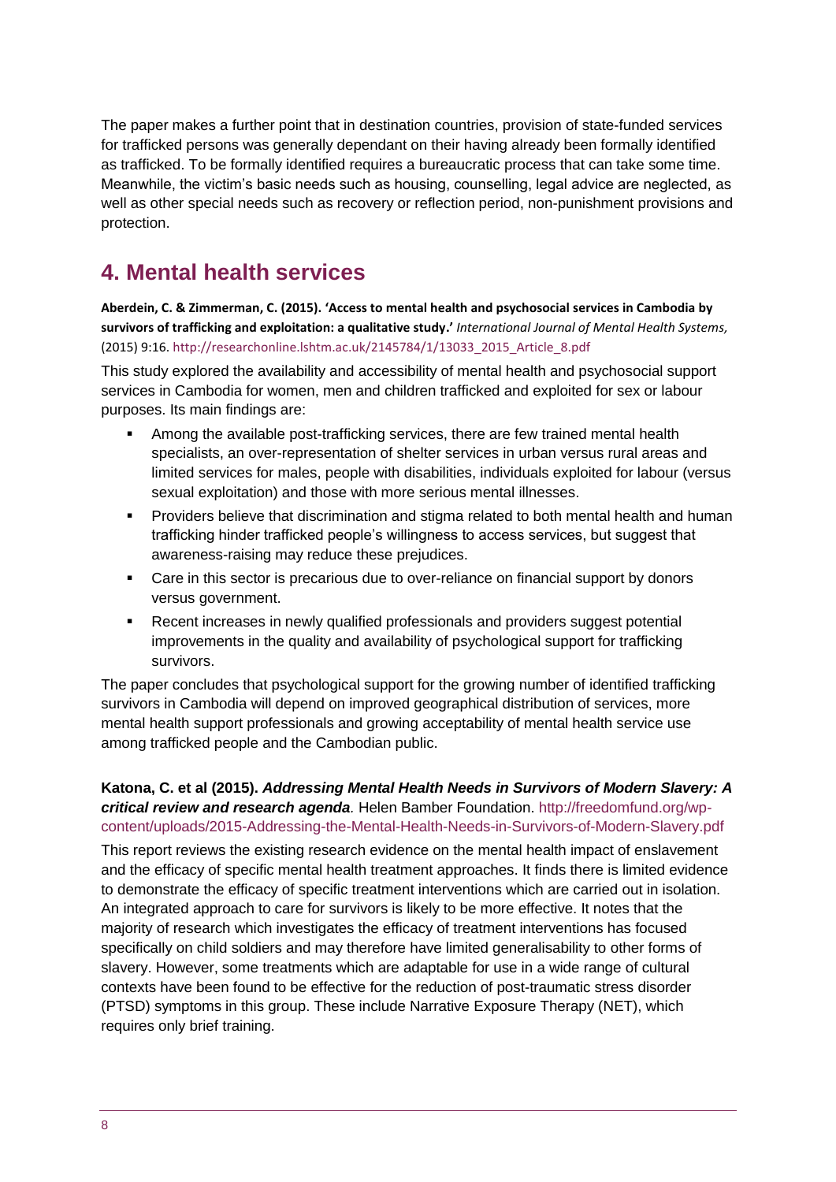The paper makes a further point that in destination countries, provision of state-funded services for trafficked persons was generally dependant on their having already been formally identified as trafficked. To be formally identified requires a bureaucratic process that can take some time. Meanwhile, the victim's basic needs such as housing, counselling, legal advice are neglected, as well as other special needs such as recovery or reflection period, non-punishment provisions and protection.

## 4. Mental health services

**Aberdein, C. & Zimmerman, C. (2015). 'Access to mental health and psychosocial services in Cambodia by survivors of trafficking and exploitation: a qualitative study.'** *International Journal of Mental Health Systems,* (2015) 9:16. http://researchonline.lshtm.ac.uk/2145784/1/13033_2015_Article_8.pdf

This study explored the availability and accessibility of mental health and psychosocial support services in Cambodia for women, men and children trafficked and exploited for sex or labour purposes. Its main findings are:

- Among the available post-trafficking services, there are few trained mental health specialists, an over-representation of shelter services in urban versus rural areas and limited services for males, people with disabilities, individuals exploited for labour (versus sexual exploitation) and those with more serious mental illnesses.
- Providers believe that discrimination and stigma related to both mental health and human trafficking hinder trafficked people's willingness to access services, but suggest that awareness-raising may reduce these prejudices.
- Care in this sector is precarious due to over-reliance on financial support by donors versus government.
- Recent increases in newly qualified professionals and providers suggest potential improvements in the quality and availability of psychological support for trafficking survivors.

The paper concludes that psychological support for the growing number of identified trafficking survivors in Cambodia will depend on improved geographical distribution of services, more mental health support professionals and growing acceptability of mental health service use among trafficked people and the Cambodian public.

**Katona, C. et al (2015).** ***Addressing Mental Health Needs in Survivors of Modern Slavery: A critical review and research agenda*****.** Helen Bamber Foundation. http://freedomfund.org/wp-content/uploads/2015-Addressing-the-Mental-Health-Needs-in-Survivors-of-Modern-Slavery.pdf

This report reviews the existing research evidence on the mental health impact of enslavement and the efficacy of specific mental health treatment approaches. It finds there is limited evidence to demonstrate the efficacy of specific treatment interventions which are carried out in isolation. An integrated approach to care for survivors is likely to be more effective. It notes that the majority of research which investigates the efficacy of treatment interventions has focused specifically on child soldiers and may therefore have limited generalisability to other forms of slavery. However, some treatments which are adaptable for use in a wide range of cultural contexts have been found to be effective for the reduction of post-traumatic stress disorder (PTSD) symptoms in this group. These include Narrative Exposure Therapy (NET), which requires only brief training.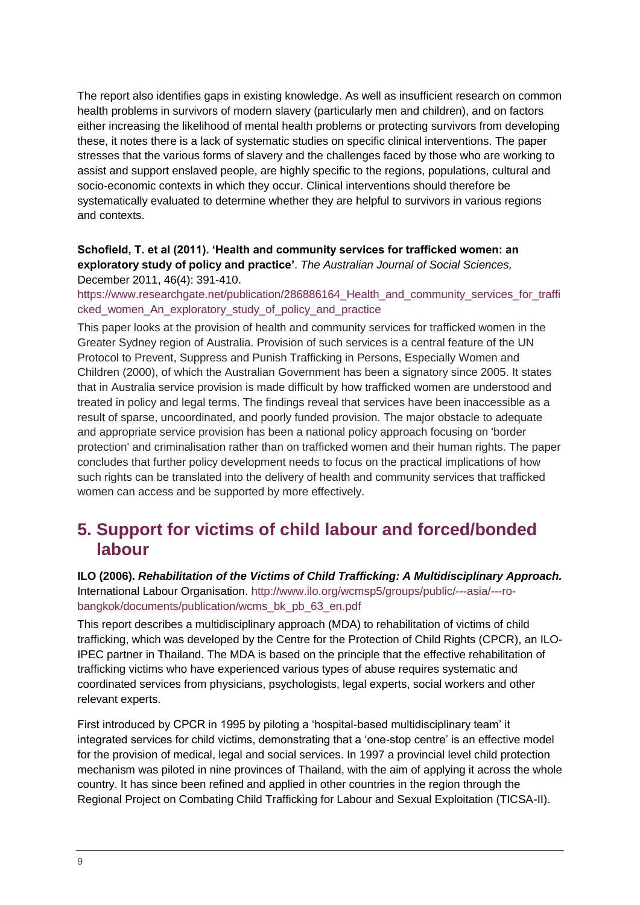The report also identifies gaps in existing knowledge. As well as insufficient research on common health problems in survivors of modern slavery (particularly men and children), and on factors either increasing the likelihood of mental health problems or protecting survivors from developing these, it notes there is a lack of systematic studies on specific clinical interventions. The paper stresses that the various forms of slavery and the challenges faced by those who are working to assist and support enslaved people, are highly specific to the regions, populations, cultural and socio-economic contexts in which they occur. Clinical interventions should therefore be systematically evaluated to determine whether they are helpful to survivors in various regions and contexts.

**Schofield, T. et al (2011). 'Health and community services for trafficked women: an exploratory study of policy and practice'**. *The Australian Journal of Social Sciences,* December 2011, 46(4): 391-410.
https://www.researchgate.net/publication/286886164_Health_and_community_services_for_trafficked_women_An_exploratory_study_of_policy_and_practice

This paper looks at the provision of health and community services for trafficked women in the Greater Sydney region of Australia. Provision of such services is a central feature of the UN Protocol to Prevent, Suppress and Punish Trafficking in Persons, Especially Women and Children (2000), of which the Australian Government has been a signatory since 2005. It states that in Australia service provision is made difficult by how trafficked women are understood and treated in policy and legal terms. The findings reveal that services have been inaccessible as a result of sparse, uncoordinated, and poorly funded provision. The major obstacle to adequate and appropriate service provision has been a national policy approach focusing on 'border protection' and criminalisation rather than on trafficked women and their human rights. The paper concludes that further policy development needs to focus on the practical implications of how such rights can be translated into the delivery of health and community services that trafficked women can access and be supported by more effectively.

## 5. Support for victims of child labour and forced/bonded labour

**ILO (2006).** ***Rehabilitation of the Victims of Child Trafficking: A Multidisciplinary Approach.*** International Labour Organisation. http://www.ilo.org/wcmsp5/groups/public/---asia/---ro-bangkok/documents/publication/wcms_bk_pb_63_en.pdf

This report describes a multidisciplinary approach (MDA) to rehabilitation of victims of child trafficking, which was developed by the Centre for the Protection of Child Rights (CPCR), an ILO-IPEC partner in Thailand. The MDA is based on the principle that the effective rehabilitation of trafficking victims who have experienced various types of abuse requires systematic and coordinated services from physicians, psychologists, legal experts, social workers and other relevant experts.

First introduced by CPCR in 1995 by piloting a 'hospital-based multidisciplinary team' it integrated services for child victims, demonstrating that a 'one-stop centre' is an effective model for the provision of medical, legal and social services. In 1997 a provincial level child protection mechanism was piloted in nine provinces of Thailand, with the aim of applying it across the whole country. It has since been refined and applied in other countries in the region through the Regional Project on Combating Child Trafficking for Labour and Sexual Exploitation (TICSA-II).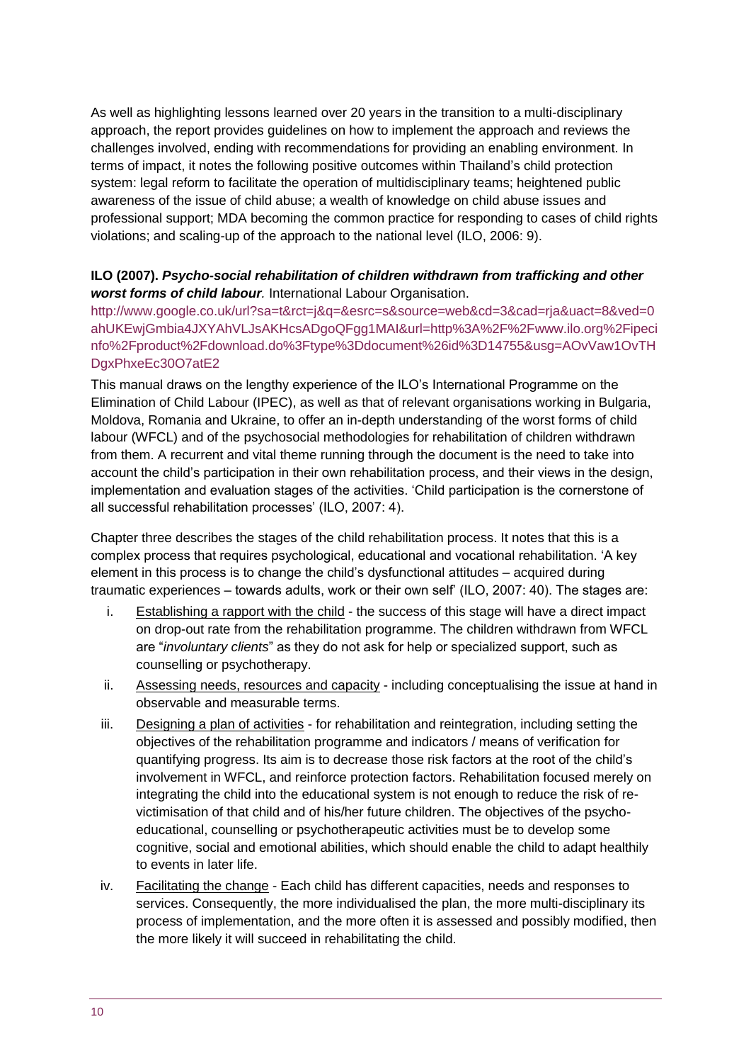As well as highlighting lessons learned over 20 years in the transition to a multi-disciplinary approach, the report provides guidelines on how to implement the approach and reviews the challenges involved, ending with recommendations for providing an enabling environment. In terms of impact, it notes the following positive outcomes within Thailand's child protection system: legal reform to facilitate the operation of multidisciplinary teams; heightened public awareness of the issue of child abuse; a wealth of knowledge on child abuse issues and professional support; MDA becoming the common practice for responding to cases of child rights violations; and scaling-up of the approach to the national level (ILO, 2006: 9).

**ILO (2007).** ***Psycho-social rehabilitation of children withdrawn from trafficking and other worst forms of child labour.*** International Labour Organisation.

http://www.google.co.uk/url?sa=t&rct=j&q=&esrc=s&source=web&cd=3&cad=rja&uact=8&ved=0ahUKEwjGmbia4JXYAhVLJsAKHcsADgoQFgg1MAI&url=http%3A%2F%2Fwww.ilo.org%2Fipecinfo%2Fproduct%2Fdownload.do%3Ftype%3Ddocument%26id%3D14755&usg=AOvVaw1OvTHDgxPhxeEc30O7atE2

This manual draws on the lengthy experience of the ILO's International Programme on the Elimination of Child Labour (IPEC), as well as that of relevant organisations working in Bulgaria, Moldova, Romania and Ukraine, to offer an in-depth understanding of the worst forms of child labour (WFCL) and of the psychosocial methodologies for rehabilitation of children withdrawn from them. A recurrent and vital theme running through the document is the need to take into account the child's participation in their own rehabilitation process, and their views in the design, implementation and evaluation stages of the activities. 'Child participation is the cornerstone of all successful rehabilitation processes' (ILO, 2007: 4).

Chapter three describes the stages of the child rehabilitation process. It notes that this is a complex process that requires psychological, educational and vocational rehabilitation. 'A key element in this process is to change the child's dysfunctional attitudes – acquired during traumatic experiences – towards adults, work or their own self' (ILO, 2007: 40). The stages are:

i. Establishing a rapport with the child - the success of this stage will have a direct impact on drop-out rate from the rehabilitation programme. The children withdrawn from WFCL are "*involuntary clients*" as they do not ask for help or specialized support, such as counselling or psychotherapy.

ii. Assessing needs, resources and capacity - including conceptualising the issue at hand in observable and measurable terms.

iii. Designing a plan of activities - for rehabilitation and reintegration, including setting the objectives of the rehabilitation programme and indicators / means of verification for quantifying progress. Its aim is to decrease those risk factors at the root of the child's involvement in WFCL, and reinforce protection factors. Rehabilitation focused merely on integrating the child into the educational system is not enough to reduce the risk of re-victimisation of that child and of his/her future children. The objectives of the psycho-educational, counselling or psychotherapeutic activities must be to develop some cognitive, social and emotional abilities, which should enable the child to adapt healthily to events in later life.

iv. Facilitating the change - Each child has different capacities, needs and responses to services. Consequently, the more individualised the plan, the more multi-disciplinary its process of implementation, and the more often it is assessed and possibly modified, then the more likely it will succeed in rehabilitating the child.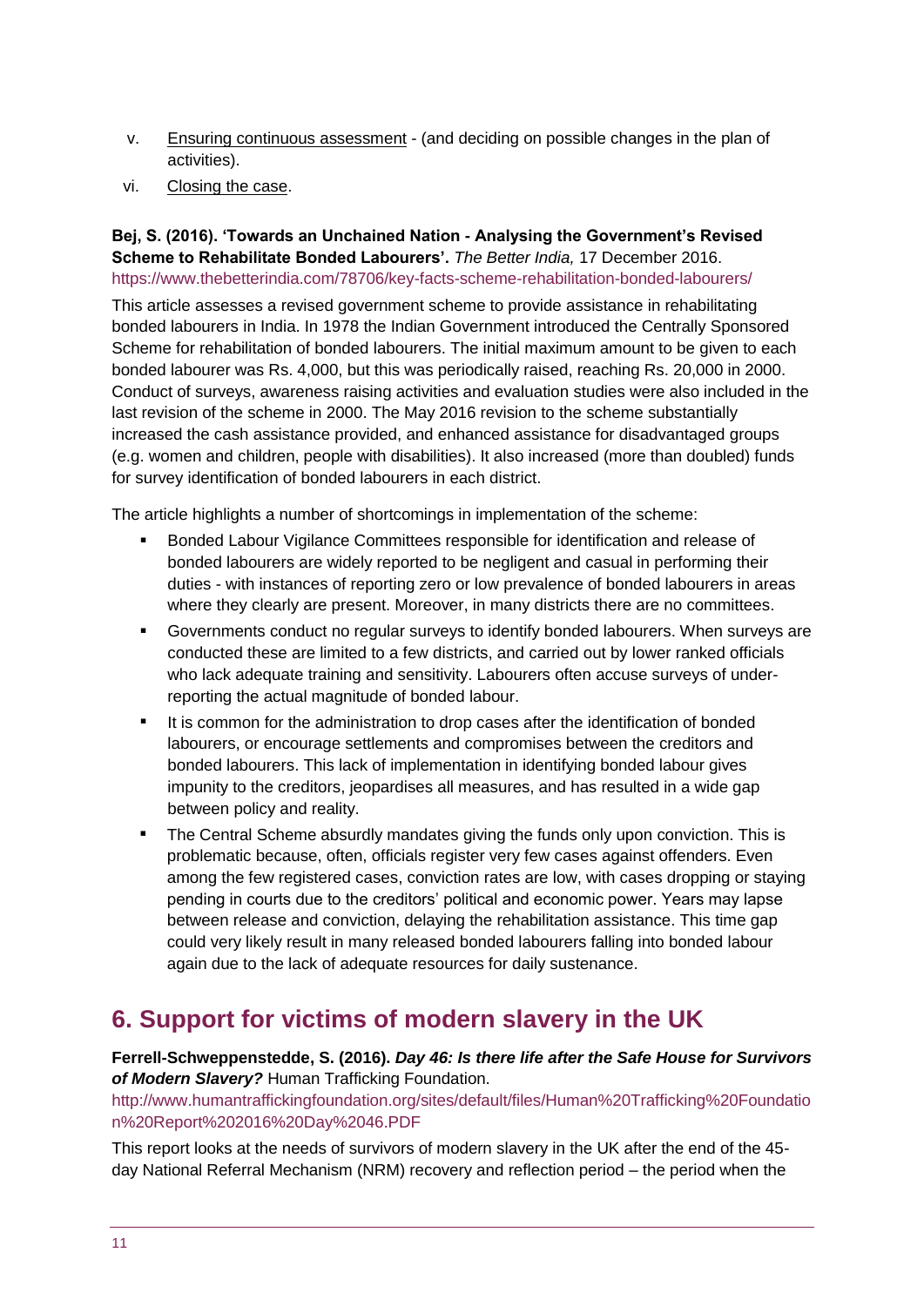v. Ensuring continuous assessment - (and deciding on possible changes in the plan of activities).

vi. Closing the case.

**Bej, S. (2016). 'Towards an Unchained Nation - Analysing the Government's Revised Scheme to Rehabilitate Bonded Labourers'.** *The Better India,* 17 December 2016. https://www.thebetterindia.com/78706/key-facts-scheme-rehabilitation-bonded-labourers/

This article assesses a revised government scheme to provide assistance in rehabilitating bonded labourers in India. In 1978 the Indian Government introduced the Centrally Sponsored Scheme for rehabilitation of bonded labourers. The initial maximum amount to be given to each bonded labourer was Rs. 4,000, but this was periodically raised, reaching Rs. 20,000 in 2000. Conduct of surveys, awareness raising activities and evaluation studies were also included in the last revision of the scheme in 2000. The May 2016 revision to the scheme substantially increased the cash assistance provided, and enhanced assistance for disadvantaged groups (e.g. women and children, people with disabilities). It also increased (more than doubled) funds for survey identification of bonded labourers in each district.

The article highlights a number of shortcomings in implementation of the scheme:

- Bonded Labour Vigilance Committees responsible for identification and release of bonded labourers are widely reported to be negligent and casual in performing their duties - with instances of reporting zero or low prevalence of bonded labourers in areas where they clearly are present. Moreover, in many districts there are no committees.
- Governments conduct no regular surveys to identify bonded labourers. When surveys are conducted these are limited to a few districts, and carried out by lower ranked officials who lack adequate training and sensitivity. Labourers often accuse surveys of under-reporting the actual magnitude of bonded labour.
- It is common for the administration to drop cases after the identification of bonded labourers, or encourage settlements and compromises between the creditors and bonded labourers. This lack of implementation in identifying bonded labour gives impunity to the creditors, jeopardises all measures, and has resulted in a wide gap between policy and reality.
- The Central Scheme absurdly mandates giving the funds only upon conviction. This is problematic because, often, officials register very few cases against offenders. Even among the few registered cases, conviction rates are low, with cases dropping or staying pending in courts due to the creditors' political and economic power. Years may lapse between release and conviction, delaying the rehabilitation assistance. This time gap could very likely result in many released bonded labourers falling into bonded labour again due to the lack of adequate resources for daily sustenance.

## 6. Support for victims of modern slavery in the UK

**Ferrell-Schweppenstedde, S. (2016).** ***Day 46: Is there life after the Safe House for Survivors of Modern Slavery?*** Human Trafficking Foundation.
http://www.humantraffickingfoundation.org/sites/default/files/Human%20Trafficking%20Foundation%20Report%202016%20Day%2046.PDF

This report looks at the needs of survivors of modern slavery in the UK after the end of the 45-day National Referral Mechanism (NRM) recovery and reflection period – the period when the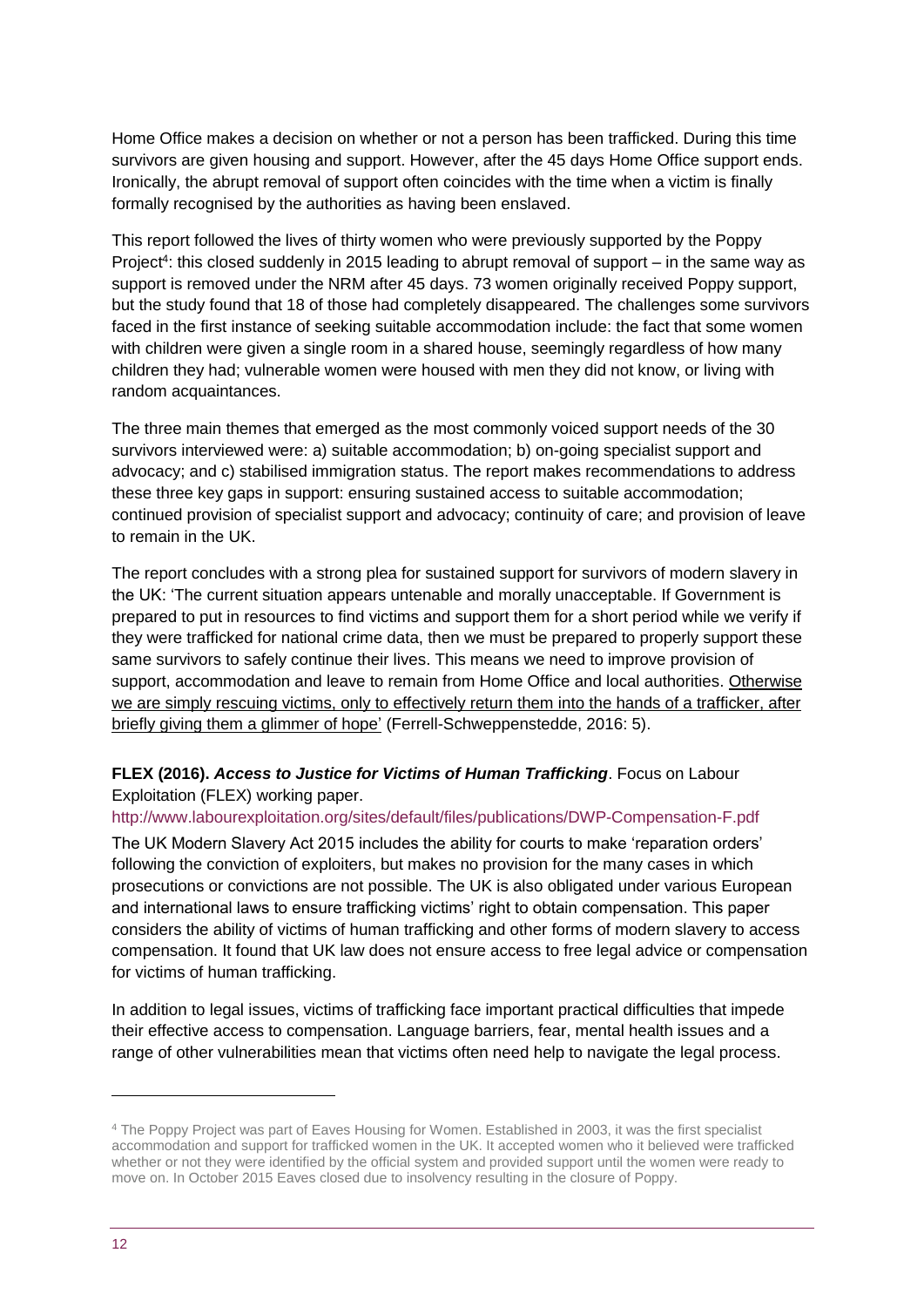Home Office makes a decision on whether or not a person has been trafficked. During this time survivors are given housing and support. However, after the 45 days Home Office support ends. Ironically, the abrupt removal of support often coincides with the time when a victim is finally formally recognised by the authorities as having been enslaved.

This report followed the lives of thirty women who were previously supported by the Poppy Project[4]: this closed suddenly in 2015 leading to abrupt removal of support – in the same way as support is removed under the NRM after 45 days. 73 women originally received Poppy support, but the study found that 18 of those had completely disappeared. The challenges some survivors faced in the first instance of seeking suitable accommodation include: the fact that some women with children were given a single room in a shared house, seemingly regardless of how many children they had; vulnerable women were housed with men they did not know, or living with random acquaintances.

The three main themes that emerged as the most commonly voiced support needs of the 30 survivors interviewed were: a) suitable accommodation; b) on-going specialist support and advocacy; and c) stabilised immigration status. The report makes recommendations to address these three key gaps in support: ensuring sustained access to suitable accommodation; continued provision of specialist support and advocacy; continuity of care; and provision of leave to remain in the UK.

The report concludes with a strong plea for sustained support for survivors of modern slavery in the UK: 'The current situation appears untenable and morally unacceptable. If Government is prepared to put in resources to find victims and support them for a short period while we verify if they were trafficked for national crime data, then we must be prepared to properly support these same survivors to safely continue their lives. This means we need to improve provision of support, accommodation and leave to remain from Home Office and local authorities. <u>Otherwise we are simply rescuing victims, only to effectively return them into the hands of a trafficker, after briefly giving them a glimmer of hope</u>' (Ferrell-Schweppenstedde, 2016: 5).

**FLEX (2016).** ***Access to Justice for Victims of Human Trafficking***. Focus on Labour Exploitation (FLEX) working paper.

http://www.labourexploitation.org/sites/default/files/publications/DWP-Compensation-F.pdf

The UK Modern Slavery Act 2015 includes the ability for courts to make 'reparation orders' following the conviction of exploiters, but makes no provision for the many cases in which prosecutions or convictions are not possible. The UK is also obligated under various European and international laws to ensure trafficking victims' right to obtain compensation. This paper considers the ability of victims of human trafficking and other forms of modern slavery to access compensation. It found that UK law does not ensure access to free legal advice or compensation for victims of human trafficking.

In addition to legal issues, victims of trafficking face important practical difficulties that impede their effective access to compensation. Language barriers, fear, mental health issues and a range of other vulnerabilities mean that victims often need help to navigate the legal process.

---

[4] The Poppy Project was part of Eaves Housing for Women. Established in 2003, it was the first specialist accommodation and support for trafficked women in the UK. It accepted women who it believed were trafficked whether or not they were identified by the official system and provided support until the women were ready to move on. In October 2015 Eaves closed due to insolvency resulting in the closure of Poppy.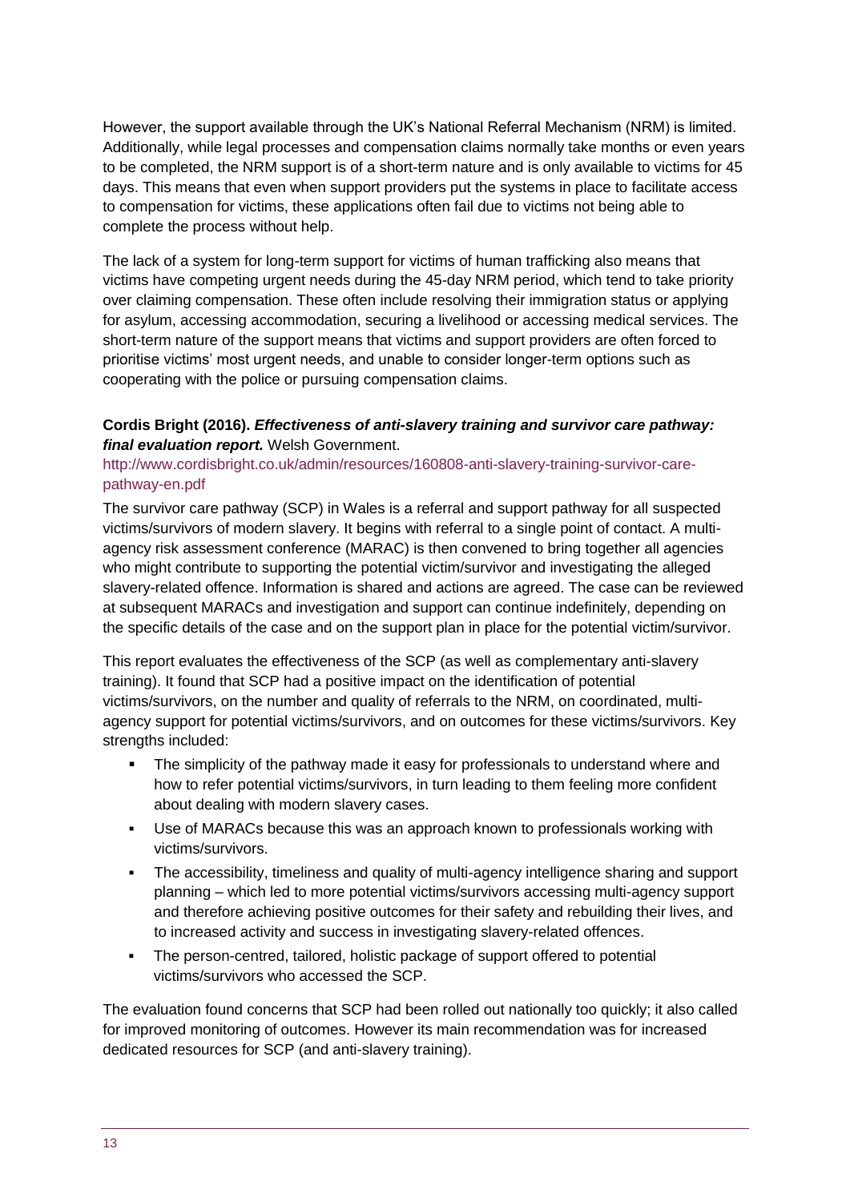However, the support available through the UK's National Referral Mechanism (NRM) is limited. Additionally, while legal processes and compensation claims normally take months or even years to be completed, the NRM support is of a short-term nature and is only available to victims for 45 days. This means that even when support providers put the systems in place to facilitate access to compensation for victims, these applications often fail due to victims not being able to complete the process without help.

The lack of a system for long-term support for victims of human trafficking also means that victims have competing urgent needs during the 45-day NRM period, which tend to take priority over claiming compensation. These often include resolving their immigration status or applying for asylum, accessing accommodation, securing a livelihood or accessing medical services. The short-term nature of the support means that victims and support providers are often forced to prioritise victims' most urgent needs, and unable to consider longer-term options such as cooperating with the police or pursuing compensation claims.

**Cordis Bright (2016).** ***Effectiveness of anti-slavery training and survivor care pathway: final evaluation report.*** Welsh Government.
http://www.cordisbright.co.uk/admin/resources/160808-anti-slavery-training-survivor-care-pathway-en.pdf

The survivor care pathway (SCP) in Wales is a referral and support pathway for all suspected victims/survivors of modern slavery. It begins with referral to a single point of contact. A multi-agency risk assessment conference (MARAC) is then convened to bring together all agencies who might contribute to supporting the potential victim/survivor and investigating the alleged slavery-related offence. Information is shared and actions are agreed. The case can be reviewed at subsequent MARACs and investigation and support can continue indefinitely, depending on the specific details of the case and on the support plan in place for the potential victim/survivor.

This report evaluates the effectiveness of the SCP (as well as complementary anti-slavery training). It found that SCP had a positive impact on the identification of potential victims/survivors, on the number and quality of referrals to the NRM, on coordinated, multi-agency support for potential victims/survivors, and on outcomes for these victims/survivors. Key strengths included:

- The simplicity of the pathway made it easy for professionals to understand where and how to refer potential victims/survivors, in turn leading to them feeling more confident about dealing with modern slavery cases.
- Use of MARACs because this was an approach known to professionals working with victims/survivors.
- The accessibility, timeliness and quality of multi-agency intelligence sharing and support planning – which led to more potential victims/survivors accessing multi-agency support and therefore achieving positive outcomes for their safety and rebuilding their lives, and to increased activity and success in investigating slavery-related offences.
- The person-centred, tailored, holistic package of support offered to potential victims/survivors who accessed the SCP.

The evaluation found concerns that SCP had been rolled out nationally too quickly; it also called for improved monitoring of outcomes. However its main recommendation was for increased dedicated resources for SCP (and anti-slavery training).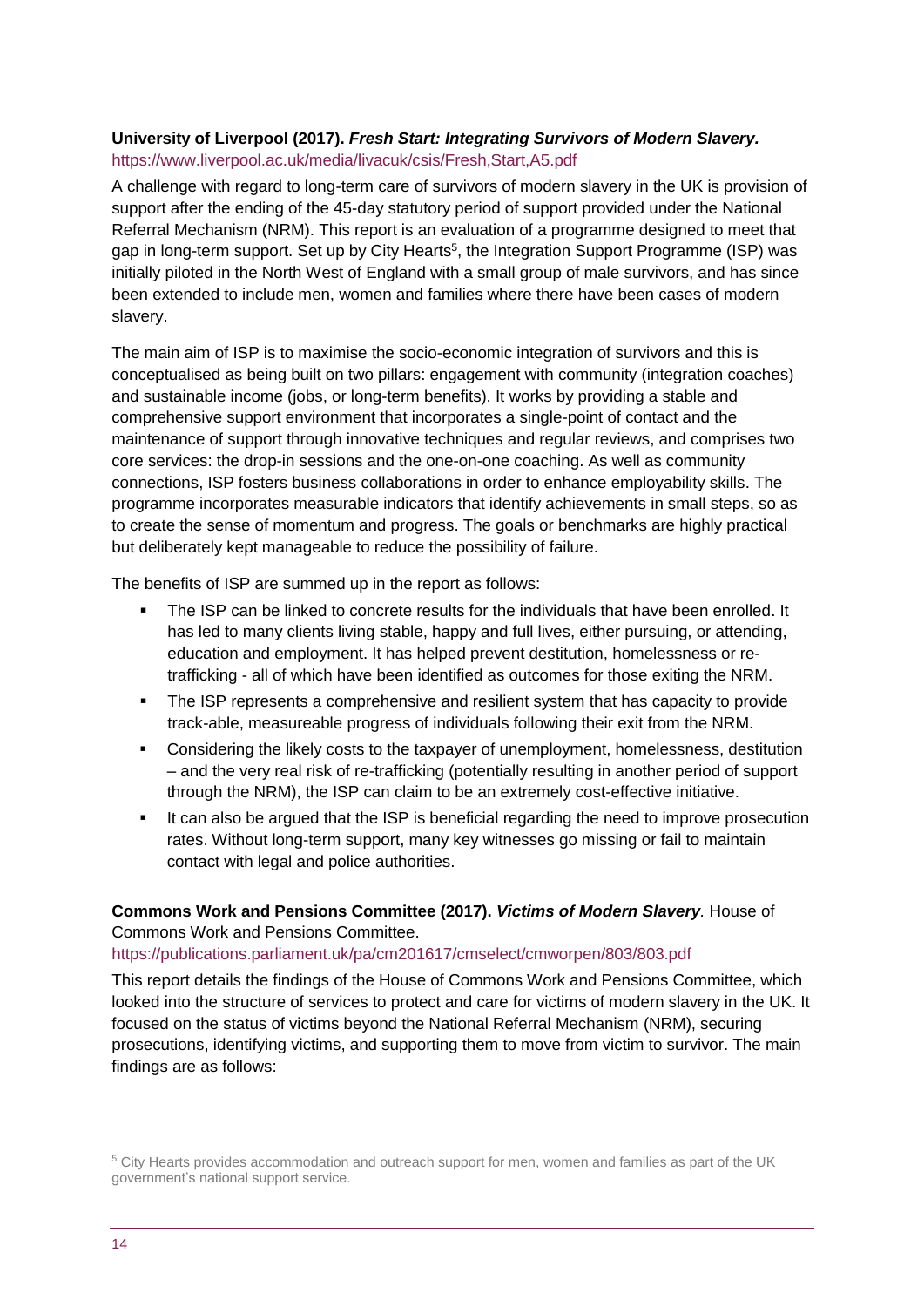**University of Liverpool (2017). *Fresh Start: Integrating Survivors of Modern Slavery.***
https://www.liverpool.ac.uk/media/livacuk/csis/Fresh,Start,A5.pdf

A challenge with regard to long-term care of survivors of modern slavery in the UK is provision of support after the ending of the 45-day statutory period of support provided under the National Referral Mechanism (NRM). This report is an evaluation of a programme designed to meet that gap in long-term support. Set up by City Hearts[5], the Integration Support Programme (ISP) was initially piloted in the North West of England with a small group of male survivors, and has since been extended to include men, women and families where there have been cases of modern slavery.

The main aim of ISP is to maximise the socio-economic integration of survivors and this is conceptualised as being built on two pillars: engagement with community (integration coaches) and sustainable income (jobs, or long-term benefits). It works by providing a stable and comprehensive support environment that incorporates a single-point of contact and the maintenance of support through innovative techniques and regular reviews, and comprises two core services: the drop-in sessions and the one-on-one coaching. As well as community connections, ISP fosters business collaborations in order to enhance employability skills. The programme incorporates measurable indicators that identify achievements in small steps, so as to create the sense of momentum and progress. The goals or benchmarks are highly practical but deliberately kept manageable to reduce the possibility of failure.

The benefits of ISP are summed up in the report as follows:

- The ISP can be linked to concrete results for the individuals that have been enrolled. It has led to many clients living stable, happy and full lives, either pursuing, or attending, education and employment. It has helped prevent destitution, homelessness or re-trafficking - all of which have been identified as outcomes for those exiting the NRM.
- The ISP represents a comprehensive and resilient system that has capacity to provide track-able, measureable progress of individuals following their exit from the NRM.
- Considering the likely costs to the taxpayer of unemployment, homelessness, destitution – and the very real risk of re-trafficking (potentially resulting in another period of support through the NRM), the ISP can claim to be an extremely cost-effective initiative.
- It can also be argued that the ISP is beneficial regarding the need to improve prosecution rates. Without long-term support, many key witnesses go missing or fail to maintain contact with legal and police authorities.

**Commons Work and Pensions Committee (2017). *Victims of Modern Slavery.*** House of Commons Work and Pensions Committee.
https://publications.parliament.uk/pa/cm201617/cmselect/cmworpen/803/803.pdf

This report details the findings of the House of Commons Work and Pensions Committee, which looked into the structure of services to protect and care for victims of modern slavery in the UK. It focused on the status of victims beyond the National Referral Mechanism (NRM), securing prosecutions, identifying victims, and supporting them to move from victim to survivor. The main findings are as follows:

---

[5] City Hearts provides accommodation and outreach support for men, women and families as part of the UK government's national support service.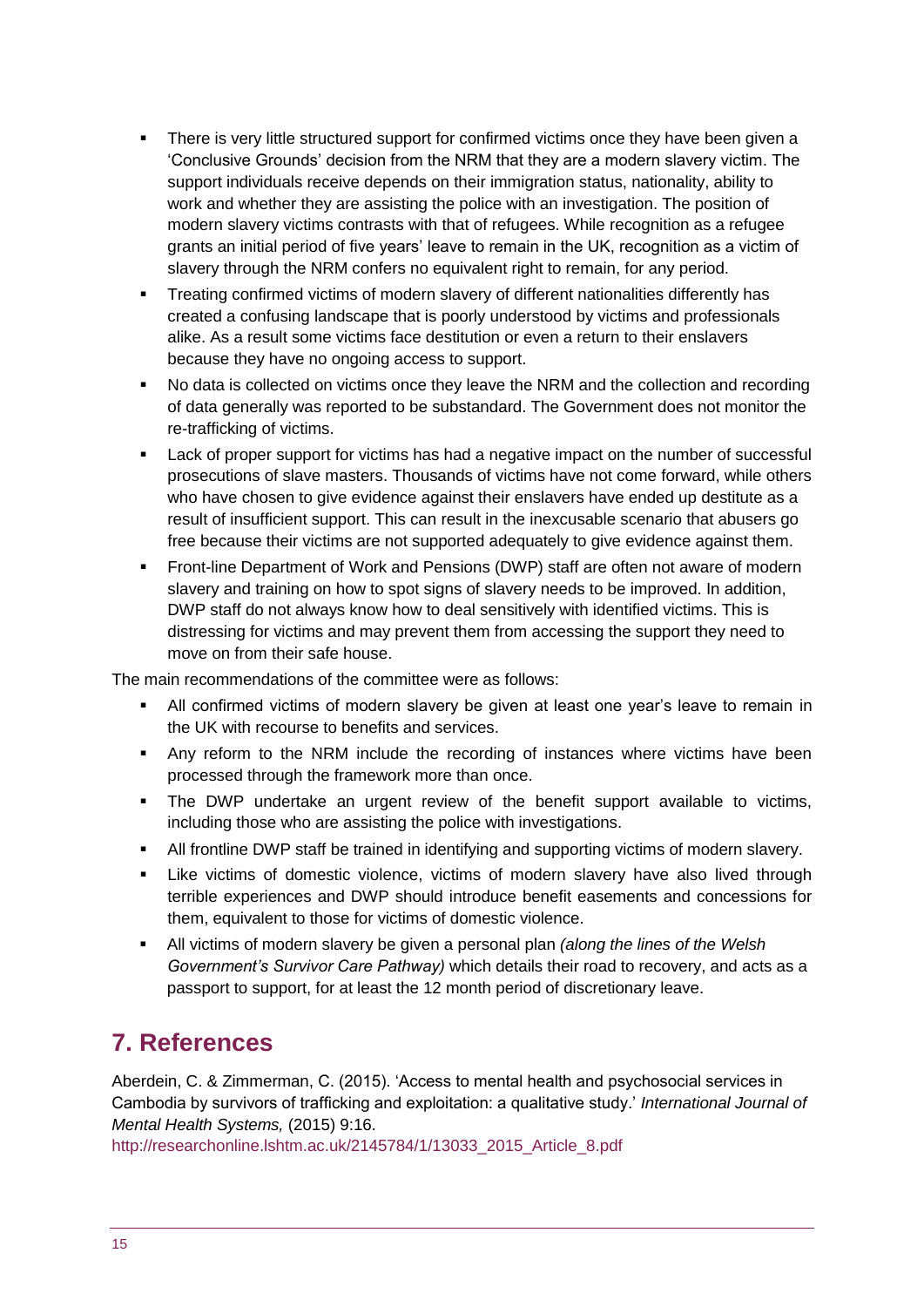- There is very little structured support for confirmed victims once they have been given a 'Conclusive Grounds' decision from the NRM that they are a modern slavery victim. The support individuals receive depends on their immigration status, nationality, ability to work and whether they are assisting the police with an investigation. The position of modern slavery victims contrasts with that of refugees. While recognition as a refugee grants an initial period of five years' leave to remain in the UK, recognition as a victim of slavery through the NRM confers no equivalent right to remain, for any period.
- Treating confirmed victims of modern slavery of different nationalities differently has created a confusing landscape that is poorly understood by victims and professionals alike. As a result some victims face destitution or even a return to their enslavers because they have no ongoing access to support.
- No data is collected on victims once they leave the NRM and the collection and recording of data generally was reported to be substandard. The Government does not monitor the re-trafficking of victims.
- Lack of proper support for victims has had a negative impact on the number of successful prosecutions of slave masters. Thousands of victims have not come forward, while others who have chosen to give evidence against their enslavers have ended up destitute as a result of insufficient support. This can result in the inexcusable scenario that abusers go free because their victims are not supported adequately to give evidence against them.
- Front-line Department of Work and Pensions (DWP) staff are often not aware of modern slavery and training on how to spot signs of slavery needs to be improved. In addition, DWP staff do not always know how to deal sensitively with identified victims. This is distressing for victims and may prevent them from accessing the support they need to move on from their safe house.

The main recommendations of the committee were as follows:

- All confirmed victims of modern slavery be given at least one year's leave to remain in the UK with recourse to benefits and services.
- Any reform to the NRM include the recording of instances where victims have been processed through the framework more than once.
- The DWP undertake an urgent review of the benefit support available to victims, including those who are assisting the police with investigations.
- All frontline DWP staff be trained in identifying and supporting victims of modern slavery.
- Like victims of domestic violence, victims of modern slavery have also lived through terrible experiences and DWP should introduce benefit easements and concessions for them, equivalent to those for victims of domestic violence.
- All victims of modern slavery be given a personal plan *(along the lines of the Welsh Government's Survivor Care Pathway)* which details their road to recovery, and acts as a passport to support, for at least the 12 month period of discretionary leave.

## 7. References

Aberdein, C. & Zimmerman, C. (2015). 'Access to mental health and psychosocial services in Cambodia by survivors of trafficking and exploitation: a qualitative study.' *International Journal of Mental Health Systems,* (2015) 9:16.
http://researchonline.lshtm.ac.uk/2145784/1/13033_2015_Article_8.pdf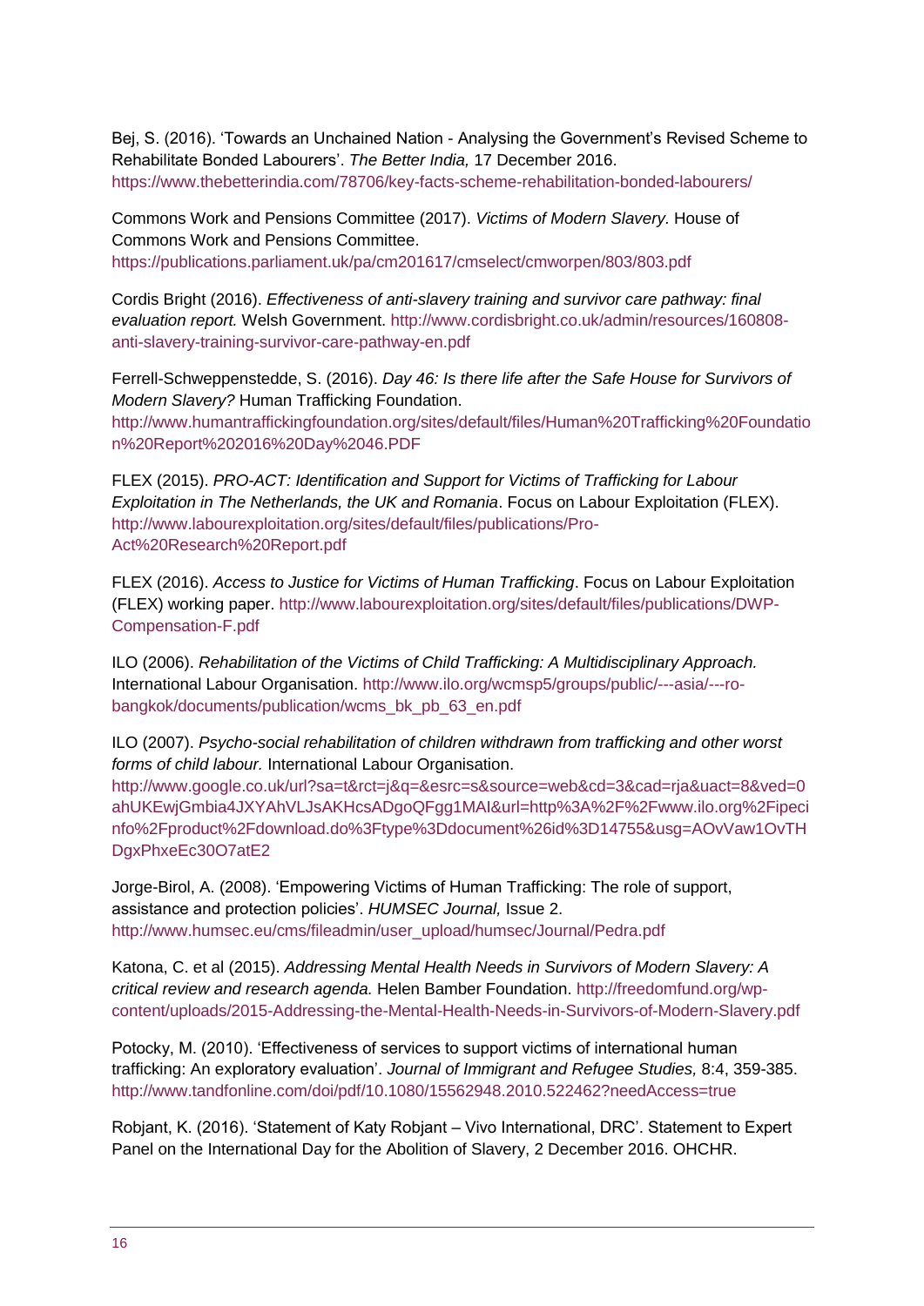Bej, S. (2016). 'Towards an Unchained Nation - Analysing the Government's Revised Scheme to Rehabilitate Bonded Labourers'. *The Better India,* 17 December 2016. https://www.thebetterindia.com/78706/key-facts-scheme-rehabilitation-bonded-labourers/

Commons Work and Pensions Committee (2017). *Victims of Modern Slavery.* House of Commons Work and Pensions Committee. https://publications.parliament.uk/pa/cm201617/cmselect/cmworpen/803/803.pdf

Cordis Bright (2016). *Effectiveness of anti-slavery training and survivor care pathway: final evaluation report.* Welsh Government. http://www.cordisbright.co.uk/admin/resources/160808-anti-slavery-training-survivor-care-pathway-en.pdf

Ferrell-Schweppenstedde, S. (2016). *Day 46: Is there life after the Safe House for Survivors of Modern Slavery?* Human Trafficking Foundation. http://www.humantraffickingfoundation.org/sites/default/files/Human%20Trafficking%20Foundation%20Report%202016%20Day%2046.PDF

FLEX (2015). *PRO-ACT: Identification and Support for Victims of Trafficking for Labour Exploitation in The Netherlands, the UK and Romania*. Focus on Labour Exploitation (FLEX). http://www.labourexploitation.org/sites/default/files/publications/Pro-Act%20Research%20Report.pdf

FLEX (2016). *Access to Justice for Victims of Human Trafficking*. Focus on Labour Exploitation (FLEX) working paper. http://www.labourexploitation.org/sites/default/files/publications/DWP-Compensation-F.pdf

ILO (2006). *Rehabilitation of the Victims of Child Trafficking: A Multidisciplinary Approach.* International Labour Organisation. http://www.ilo.org/wcmsp5/groups/public/---asia/---ro-bangkok/documents/publication/wcms_bk_pb_63_en.pdf

ILO (2007). *Psycho-social rehabilitation of children withdrawn from trafficking and other worst forms of child labour.* International Labour Organisation. http://www.google.co.uk/url?sa=t&rct=j&q=&esrc=s&source=web&cd=3&cad=rja&uact=8&ved=0ahUKEwjGmbia4JXYAhVLJsAKHcsADgoQFgg1MAI&url=http%3A%2F%2Fwww.ilo.org%2Fipecinfo%2Fproduct%2Fdownload.do%3Ftype%3Ddocument%26id%3D14755&usg=AOvVaw1OvTHDgxPhxeEc30O7atE2

Jorge-Birol, A. (2008). 'Empowering Victims of Human Trafficking: The role of support, assistance and protection policies'. *HUMSEC Journal,* Issue 2. http://www.humsec.eu/cms/fileadmin/user_upload/humsec/Journal/Pedra.pdf

Katona, C. et al (2015). *Addressing Mental Health Needs in Survivors of Modern Slavery: A critical review and research agenda.* Helen Bamber Foundation. http://freedomfund.org/wp-content/uploads/2015-Addressing-the-Mental-Health-Needs-in-Survivors-of-Modern-Slavery.pdf

Potocky, M. (2010). 'Effectiveness of services to support victims of international human trafficking: An exploratory evaluation'. *Journal of Immigrant and Refugee Studies,* 8:4, 359-385. http://www.tandfonline.com/doi/pdf/10.1080/15562948.2010.522462?needAccess=true

Robjant, K. (2016). 'Statement of Katy Robjant – Vivo International, DRC'. Statement to Expert Panel on the International Day for the Abolition of Slavery, 2 December 2016. OHCHR.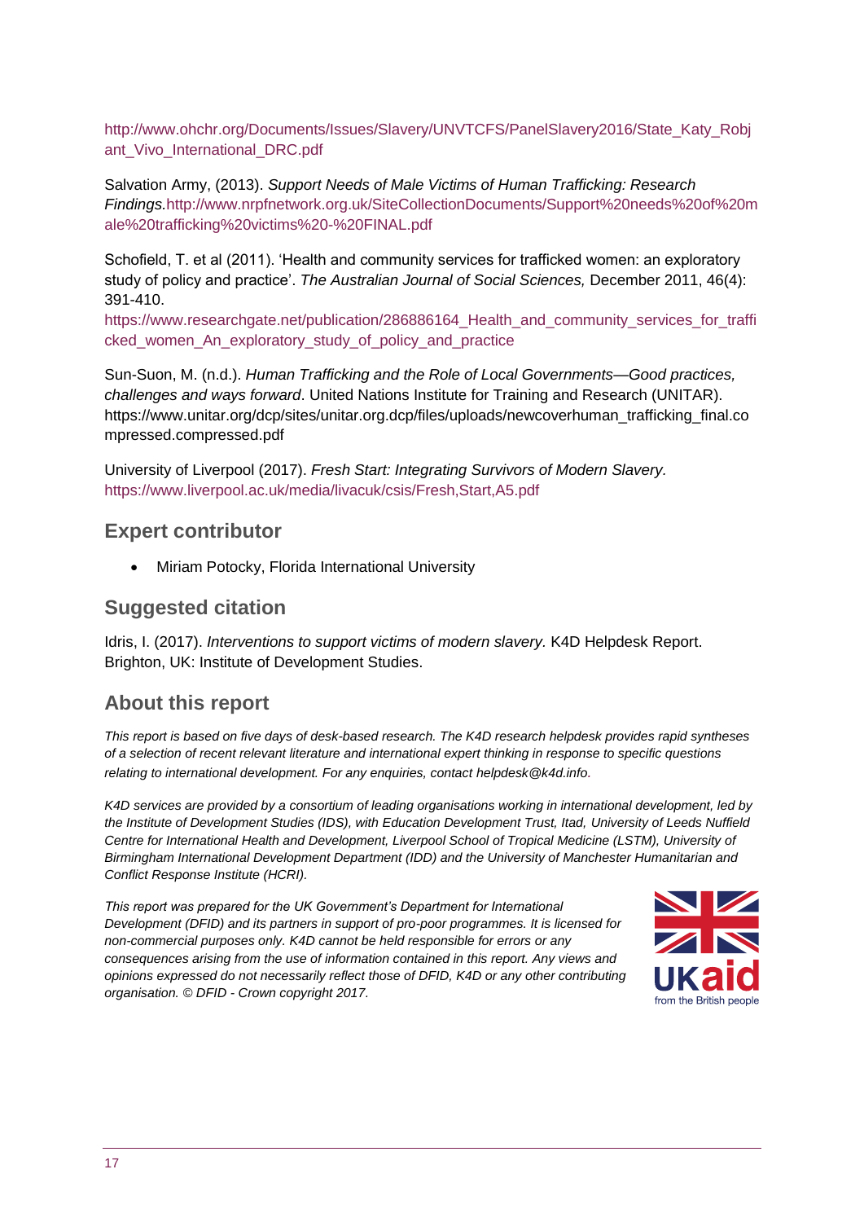http://www.ohchr.org/Documents/Issues/Slavery/UNVTCFS/PanelSlavery2016/State_Katy_Robjant_Vivo_International_DRC.pdf

Salvation Army, (2013). *Support Needs of Male Victims of Human Trafficking: Research Findings.* http://www.nrpfnetwork.org.uk/SiteCollectionDocuments/Support%20needs%20of%20male%20trafficking%20victims%20-%20FINAL.pdf

Schofield, T. et al (2011). 'Health and community services for trafficked women: an exploratory study of policy and practice'. *The Australian Journal of Social Sciences,* December 2011, 46(4): 391-410.
https://www.researchgate.net/publication/286886164_Health_and_community_services_for_trafficked_women_An_exploratory_study_of_policy_and_practice

Sun-Suon, M. (n.d.). *Human Trafficking and the Role of Local Governments—Good practices, challenges and ways forward*. United Nations Institute for Training and Research (UNITAR). https://www.unitar.org/dcp/sites/unitar.org.dcp/files/uploads/newcoverhuman_trafficking_final.compressed.compressed.pdf

University of Liverpool (2017). *Fresh Start: Integrating Survivors of Modern Slavery.* https://www.liverpool.ac.uk/media/livacuk/csis/Fresh,Start,A5.pdf

## Expert contributor

- Miriam Potocky, Florida International University

## Suggested citation

Idris, I. (2017). *Interventions to support victims of modern slavery.* K4D Helpdesk Report. Brighton, UK: Institute of Development Studies.

## About this report

*This report is based on five days of desk-based research. The K4D research helpdesk provides rapid syntheses of a selection of recent relevant literature and international expert thinking in response to specific questions relating to international development. For any enquiries, contact helpdesk@k4d.info.*

*K4D services are provided by a consortium of leading organisations working in international development, led by the Institute of Development Studies (IDS), with Education Development Trust, Itad, University of Leeds Nuffield Centre for International Health and Development, Liverpool School of Tropical Medicine (LSTM), University of Birmingham International Development Department (IDD) and the University of Manchester Humanitarian and Conflict Response Institute (HCRI).*

*This report was prepared for the UK Government's Department for International Development (DFID) and its partners in support of pro-poor programmes. It is licensed for non-commercial purposes only. K4D cannot be held responsible for errors or any consequences arising from the use of information contained in this report. Any views and opinions expressed do not necessarily reflect those of DFID, K4D or any other contributing organisation. © DFID - Crown copyright 2017.*

UKaid
from the British people